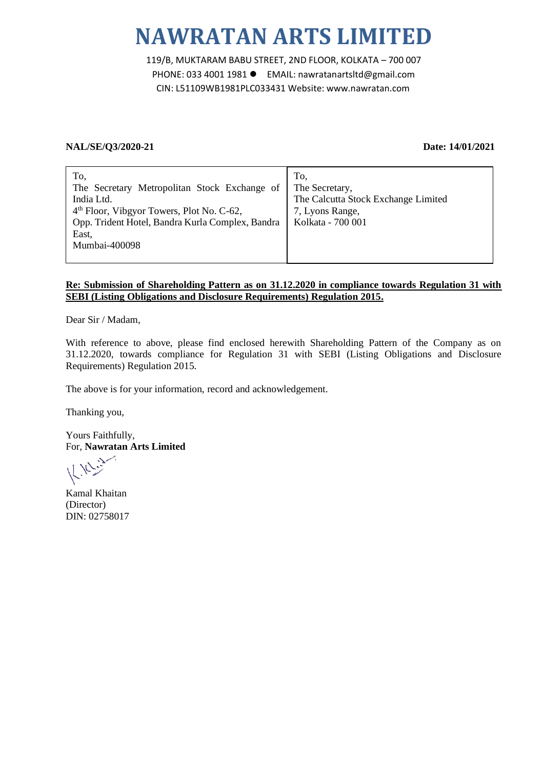# NAWRATAN ARTS LIMITED

119/B, MUKTARAM BABU STREET, 2ND FLOOR, KOLKATA – 700 007
PHONE: 033 4001 1981 ● EMAIL: nawratanartsltd@gmail.com
CIN: L51109WB1981PLC033431 Website: www.nawratan.com

**NAL/SE/Q3/2020-21** **Date: 14/01/2021**

| To,<br>The Secretary Metropolitan Stock Exchange of India Ltd.<br>4th Floor, Vibgyor Towers, Plot No. C-62,<br>Opp. Trident Hotel, Bandra Kurla Complex, Bandra East,<br>Mumbai-400098 | To,<br>The Secretary,<br>The Calcutta Stock Exchange Limited<br>7, Lyons Range,<br>Kolkata - 700 001 |
|---|---|

**Re: Submission of Shareholding Pattern as on 31.12.2020 in compliance towards Regulation 31 with SEBI (Listing Obligations and Disclosure Requirements) Regulation 2015.**

Dear Sir / Madam,

With reference to above, please find enclosed herewith Shareholding Pattern of the Company as on 31.12.2020, towards compliance for Regulation 31 with SEBI (Listing Obligations and Disclosure Requirements) Regulation 2015.

The above is for your information, record and acknowledgement.

Thanking you,

Yours Faithfully,
For, **Nawratan Arts Limited**

Kamal Khaitan
(Director)
DIN: 02758017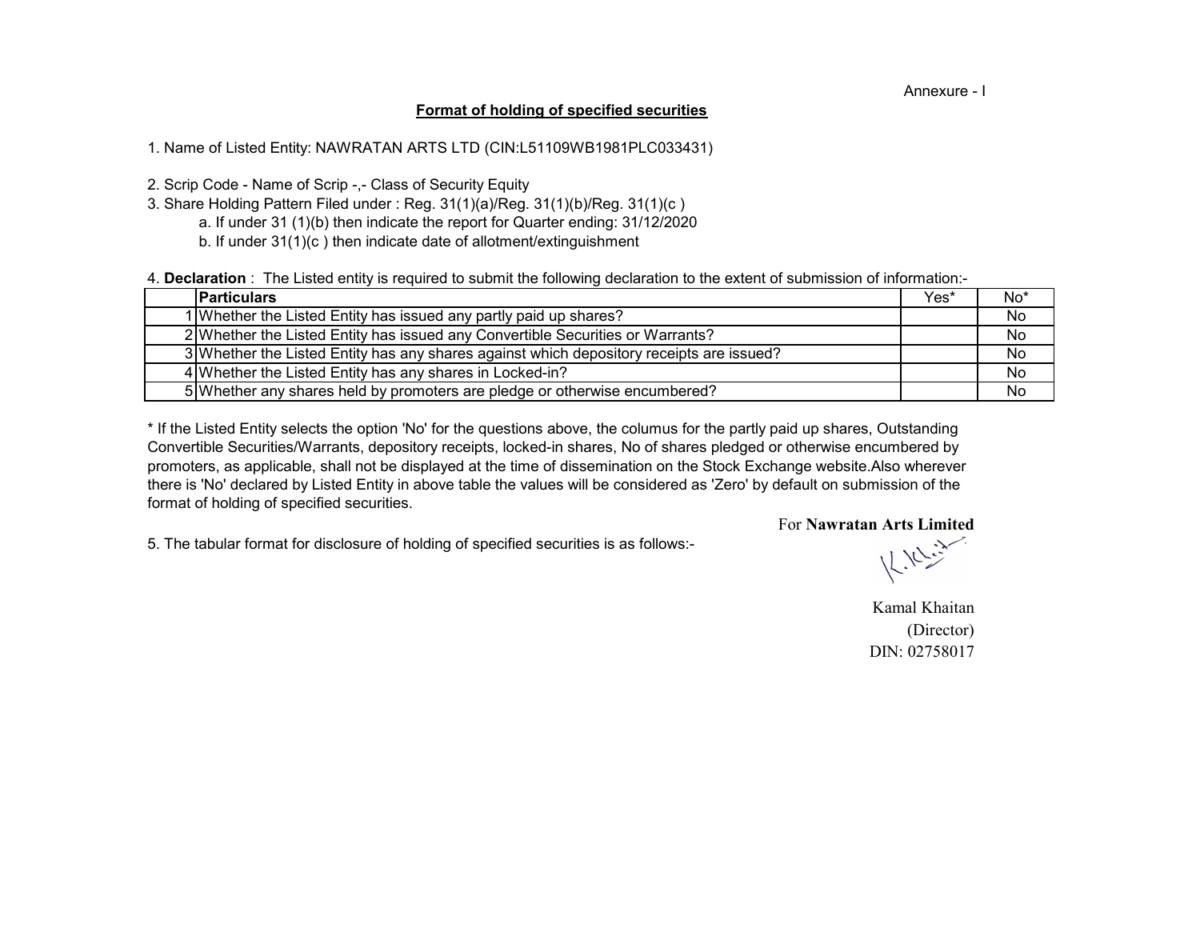Annexure - I

## Format of holding of specified securities

1. Name of Listed Entity: NAWRATAN ARTS LTD (CIN:L51109WB1981PLC033431)

2. Scrip Code - Name of Scrip -,- Class of Security Equity
3. Share Holding Pattern Filed under : Reg. 31(1)(a)/Reg. 31(1)(b)/Reg. 31(1)(c )
   a. If under 31 (1)(b) then indicate the report for Quarter ending: 31/12/2020
   b. If under 31(1)(c ) then indicate date of allotment/extinguishment

4. **Declaration** : The Listed entity is required to submit the following declaration to the extent of submission of information:-

| | Particulars | Yes* | No* |
|---|---|---|---|
| 1 | Whether the Listed Entity has issued any partly paid up shares? | | No |
| 2 | Whether the Listed Entity has issued any Convertible Securities or Warrants? | | No |
| 3 | Whether the Listed Entity has any shares against which depository receipts are issued? | | No |
| 4 | Whether the Listed Entity has any shares in Locked-in? | | No |
| 5 | Whether any shares held by promoters are pledge or otherwise encumbered? | | No |

* If the Listed Entity selects the option 'No' for the questions above, the columus for the partly paid up shares, Outstanding Convertible Securities/Warrants, depository receipts, locked-in shares, No of shares pledged or otherwise encumbered by promoters, as applicable, shall not be displayed at the time of dissemination on the Stock Exchange website.Also wherever there is 'No' declared by Listed Entity in above table the values will be considered as 'Zero' by default on submission of the format of holding of specified securities.

5. The tabular format for disclosure of holding of specified securities is as follows:-

For **Nawratan Arts Limited**

Kamal Khaitan
(Director)
DIN: 02758017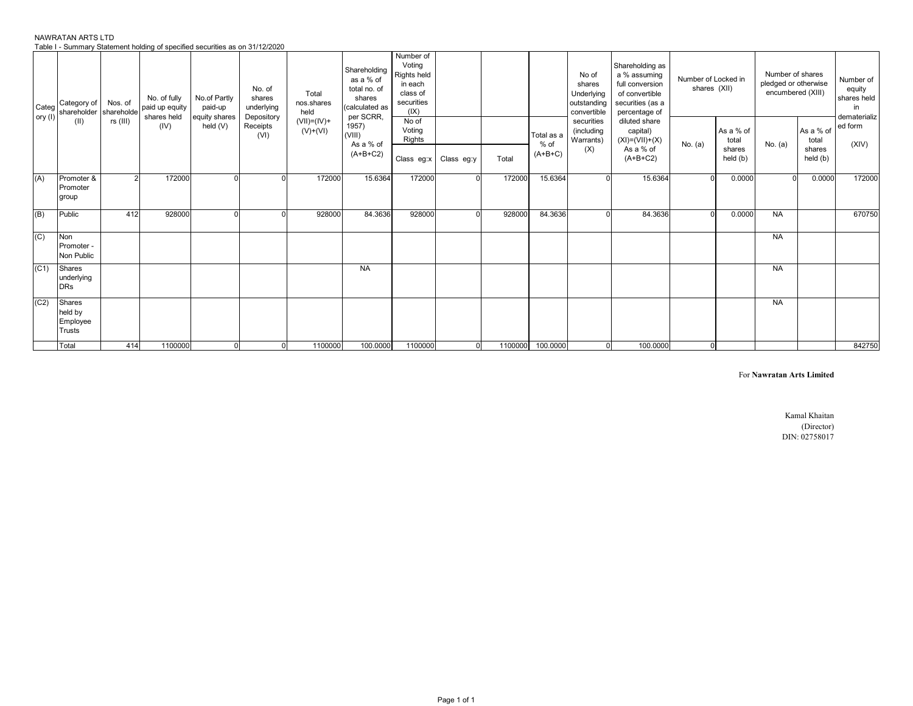NAWRATAN ARTS LTD

Table I - Summary Statement holding of specified securities as on 31/12/2020

| Category (I) | Category of shareholder (II) | Nos. of shareholders (III) | No. of fully paid up equity shares held (IV) | No.of Partly paid-up equity shares held (V) | No. of shares underlying Depository Receipts (VI) | Total nos.shares held (VII)=(IV)+(V)+(VI) | Shareholding as a % of total no. of shares (calculated as per SCRR, 1957) (VIII) As a % of (A+B+C2) | Number of Voting Rights held in each class of securities (IX) | | | | No of shares Underlying outstanding convertible securities (including Warrants) (X) | Shareholding as a % assuming full conversion of convertible securities (as a percentage of diluted share capital) (XI)=(VII)+(X) As a % of (A+B+C2) | Number of Locked in shares (XII) | | Number of shares pledged or otherwise encumbered (XIII) | | Number of equity shares held in dematerialized form (XIV) |
|---|---|---|---|---|---|---|---|---|---|---|---|---|---|---|---|---|---|---|
| | | | | | | | | No of Voting Rights | | | Total as a % of (A+B+C) | | | No. (a) | As a % of total shares held (b) | No. (a) | As a % of total shares held (b) | |
| | | | | | | | | Class eg:x | Class eg:y | Total | | | | | | | | |
| (A) | Promoter & Promoter group | 2 | 172000 | 0 | 0 | 172000 | 15.6364 | 172000 | 0 | 172000 | 15.6364 | 0 | 15.6364 | 0 | 0.0000 | 0 | 0.0000 | 172000 |
| (B) | Public | 412 | 928000 | 0 | 0 | 928000 | 84.3636 | 928000 | 0 | 928000 | 84.3636 | 0 | 84.3636 | 0 | 0.0000 | NA | | 670750 |
| (C) | Non Promoter - Non Public | | | | | | | | | | | | | | | NA | | |
| (C1) | Shares underlying DRs | | | | | | NA | | | | | | | | | NA | | |
| (C2) | Shares held by Employee Trusts | | | | | | | | | | | | | | | NA | | |
| | Total | 414 | 1100000 | 0 | 0 | 1100000 | 100.0000 | 1100000 | 0 | 1100000 | 100.0000 | 0 | 100.0000 | 0 | | | | 842750 |

For **Nawratan Arts Limited**

Kamal Khaitan
(Director)
DIN: 02758017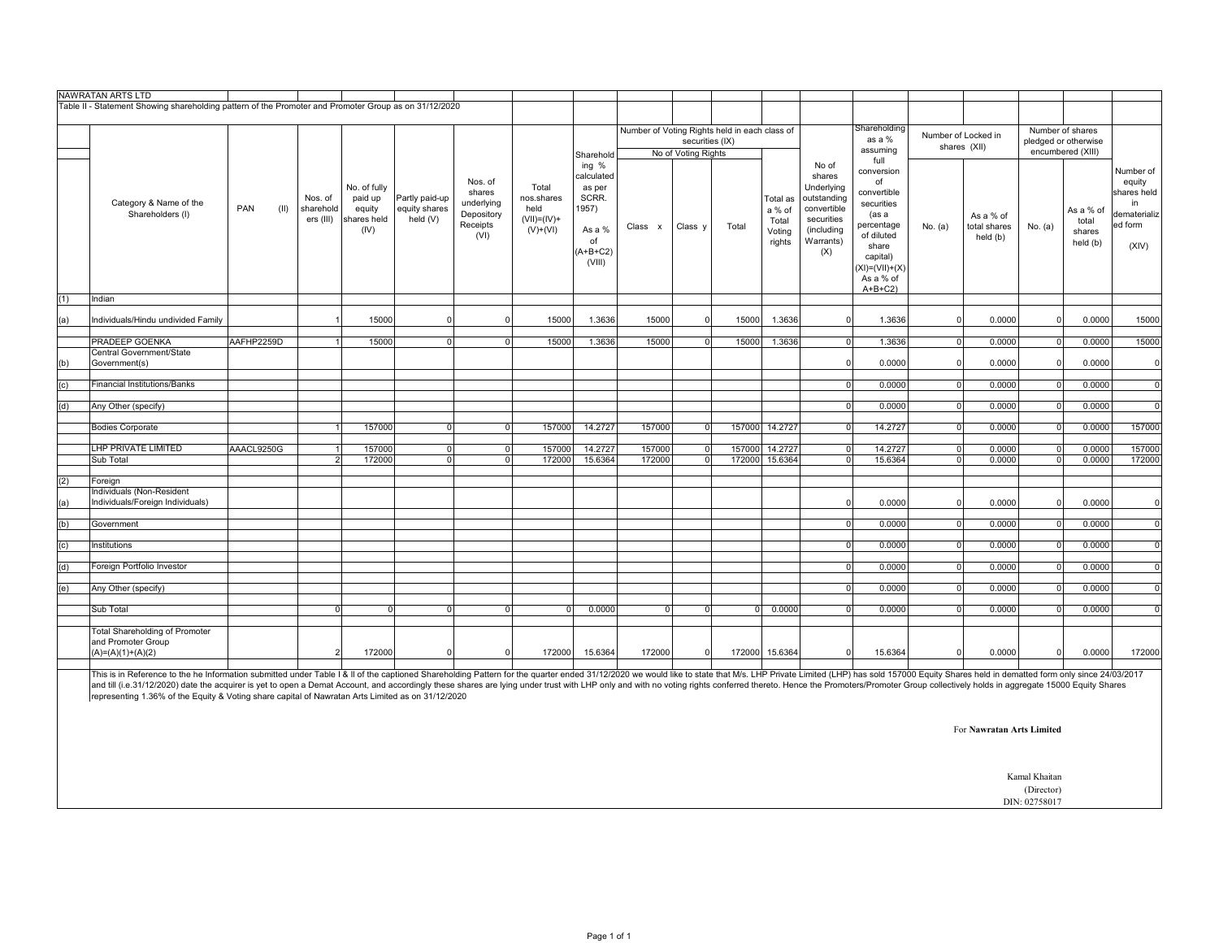NAWRATAN ARTS LTD

Table II - Statement Showing shareholding pattern of the Promoter and Promoter Group as on 31/12/2020

| | Category & Name of the Shareholders (I) | PAN (II) | Nos. of sharehold ers (III) | No. of fully paid up equity shares held (IV) | Partly paid-up equity shares held (V) | Nos. of shares underlying Depository Receipts (VI) | Total nos.shares held (VII)=(IV)+ (V)+(VI) | Shareholding % calculated as per SCRR. 1957) As a % of (A+B+C2) (VIII) | Number of Voting Rights held in each class of securities (IX) | | | | No of shares Underlying outstanding convertible securities (including Warrants) (X) | Shareholding as a % assuming full conversion of convertible securities (as a percentage of diluted share capital) (XI)=(VII)+(X) As a % of A+B+C2) | Number of Locked in shares (XII) | | Number of shares pledged or otherwise encumbered (XIII) | | Number of equity shares held in dematerialized form (XIV) |
|---|---|---|---|---|---|---|---|---|---|---|---|---|---|---|---|---|---|---|---|
| | | | | | | | | | No of Voting Rights | | | Total as a % of Total Voting rights | | | No. (a) | As a % of total shares held (b) | No. (a) | As a % of total shares held (b) | |
| | | | | | | | | | Class x | Class y | Total | | | | | | | | |
| (1) | Indian | | | | | | | | | | | | | | | | | | |
| (a) | Individuals/Hindu undivided Family | | 1 | 15000 | 0 | 0 | 15000 | 1.3636 | 15000 | 0 | 15000 | 1.3636 | 0 | 1.3636 | 0 | 0.0000 | 0 | 0.0000 | 15000 |
| | PRADEEP GOENKA | AAFHP2259D | 1 | 15000 | 0 | 0 | 15000 | 1.3636 | 15000 | 0 | 15000 | 1.3636 | 0 | 1.3636 | 0 | 0.0000 | 0 | 0.0000 | 15000 |
| (b) | Central Government/State Government(s) | | | | | | | | | | | | 0 | 0.0000 | 0 | 0.0000 | 0 | 0.0000 | 0 |
| (c) | Financial Institutions/Banks | | | | | | | | | | | | 0 | 0.0000 | 0 | 0.0000 | 0 | 0.0000 | 0 |
| (d) | Any Other (specify) | | | | | | | | | | | | 0 | 0.0000 | 0 | 0.0000 | 0 | 0.0000 | 0 |
| | Bodies Corporate | | 1 | 157000 | 0 | 0 | 157000 | 14.2727 | 157000 | 0 | 157000 | 14.2727 | 0 | 14.2727 | 0 | 0.0000 | 0 | 0.0000 | 157000 |
| | LHP PRIVATE LIMITED | AAACL9250G | 1 | 157000 | 0 | 0 | 157000 | 14.2727 | 157000 | 0 | 157000 | 14.2727 | 0 | 14.2727 | 0 | 0.0000 | 0 | 0.0000 | 157000 |
| | Sub Total | | 2 | 172000 | 0 | 0 | 172000 | 15.6364 | 172000 | 0 | 172000 | 15.6364 | 0 | 15.6364 | 0 | 0.0000 | 0 | 0.0000 | 172000 |
| (2) | Foreign | | | | | | | | | | | | | | | | | | |
| (a) | Individuals (Non-Resident Individuals/Foreign Individuals) | | | | | | | | | | | | 0 | 0.0000 | 0 | 0.0000 | 0 | 0.0000 | 0 |
| (b) | Government | | | | | | | | | | | | 0 | 0.0000 | 0 | 0.0000 | 0 | 0.0000 | 0 |
| (c) | Institutions | | | | | | | | | | | | 0 | 0.0000 | 0 | 0.0000 | 0 | 0.0000 | 0 |
| (d) | Foreign Portfolio Investor | | | | | | | | | | | | 0 | 0.0000 | 0 | 0.0000 | 0 | 0.0000 | 0 |
| (e) | Any Other (specify) | | | | | | | | | | | | 0 | 0.0000 | 0 | 0.0000 | 0 | 0.0000 | 0 |
| | Sub Total | | 0 | 0 | 0 | 0 | 0 | 0.0000 | 0 | 0 | 0 | 0.0000 | 0 | 0.0000 | 0 | 0.0000 | 0 | 0.0000 | 0 |
| | Total Shareholding of Promoter and Promoter Group (A)=(A)(1)+(A)(2) | | 2 | 172000 | 0 | 0 | 172000 | 15.6364 | 172000 | 0 | 172000 | 15.6364 | 0 | 15.6364 | 0 | 0.0000 | 0 | 0.0000 | 172000 |

This is in Reference to the he Information submitted under Table I & II of the captioned Shareholding Pattern for the quarter ended 31/12/2020 we would like to state that M/s. LHP Private Limited (LHP) has sold 157000 Equity Shares held in dematted form only since 24/03/2017 and till (i.e.31/12/2020) date the acquirer is yet to open a Demat Account, and accordingly these shares are lying under trust with LHP only and with no voting rights conferred thereto. Hence the Promoters/Promoter Group collectively holds in aggregate 15000 Equity Shares representing 1.36% of the Equity & Voting share capital of Nawratan Arts Limited as on 31/12/2020

For **Nawratan Arts Limited**

Kamal Khaitan
(Director)
DIN: 02758017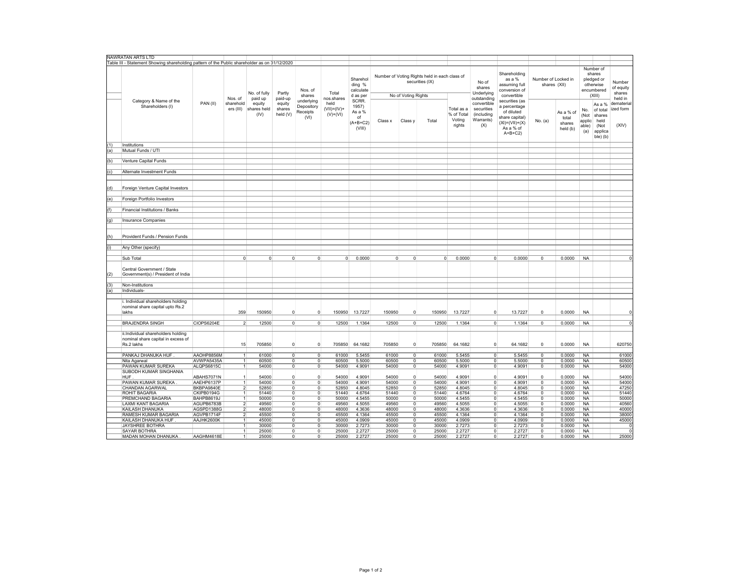NAWRATAN ARTS LTD

Table III - Statement Showing shareholding pattern of the Public shareholder as on 31/12/2020

| | Category & Name of the Shareholders (I) | PAN (II) | Nos. of shareholders (III) | No. of fully paid up equity shares held (IV) | Partly paid-up equity shares held (V) | Nos. of shares underlying Depository Receipts (VI) | Total nos.shares held (VII)=(IV)+(V)+(VI) | Shareholding % calculated as per SCRR. 1957) As a % of (A+B+C2) (VIII) | Number of Voting Rights held in each class of securities (IX) | | | | No of shares Underlying outstanding convertible securities (including Warrants) (X) | Shareholding as a % assuming full conversion of convertible securities (as a percentage of diluted share capital) (XI)=(VII)+(X) As a % of A+B+C2) | Number of Locked in shares (XII) | | Number of shares pledged or otherwise encumbered (XIII) | | Number of equity shares held in dematerialized form (XIV) |
|---|---|---|---|---|---|---|---|---|---|---|---|---|---|---|---|---|---|---|---|
| | | | | | | | | | No of Voting Rights | | | Total as a % of Total Voting rights | | | No. (a) | As a % of total shares held (b) | No. (Not applicable) (a) | As a % of total shares held (Not applicable) (b) | |
| | | | | | | | | | Class x | Class y | Total | | | | | | | | |
| (1) | Institutions | | | | | | | | | | | | | | | | | | |
| (a) | Mutual Funds / UTI | | | | | | | | | | | | | | | | | | |
| (b) | Venture Capital Funds | | | | | | | | | | | | | | | | | | |
| (c) | Alternate Investment Funds | | | | | | | | | | | | | | | | | | |
| (d) | Foreign Venture Capital Investors | | | | | | | | | | | | | | | | | | |
| (e) | Foreign Portfolio Investors | | | | | | | | | | | | | | | | | | |
| (f) | Financial Institutions / Banks | | | | | | | | | | | | | | | | | | |
| (g) | Insurance Companies | | | | | | | | | | | | | | | | | | |
| (h) | Provident Funds / Pension Funds | | | | | | | | | | | | | | | | | | |
| (i) | Any Other (specify) | | | | | | | | | | | | | | | | | | |
| | Sub Total | | 0 | 0 | 0 | 0 | 0 | 0.0000 | 0 | 0 | 0 | 0.0000 | 0 | 0.0000 | 0 | 0.0000 | NA | | 0 |
| (2) | Central Government / State Government(s) / President of India | | | | | | | | | | | | | | | | | | |
| (3) | Non-Institutions | | | | | | | | | | | | | | | | | | |
| (a) | Individuals- | | | | | | | | | | | | | | | | | | |
| | i. Individual shareholders holding nominal share capital upto Rs.2 lakhs | | 359 | 150950 | 0 | 0 | 150950 | 13.7227 | 150950 | 0 | 150950 | 13.7227 | 0 | 13.7227 | 0 | 0.0000 | NA | | 0 |
| | BRAJENDRA SINGH | CIOPS6204E | 2 | 12500 | 0 | 0 | 12500 | 1.1364 | 12500 | 0 | 12500 | 1.1364 | 0 | 1.1364 | 0 | 0.0000 | NA | | 0 |
| | ii.Individual shareholders holding nominal share capital in excess of Rs.2 lakhs | | 15 | 705850 | 0 | 0 | 705850 | 64.1682 | 705850 | 0 | 705850 | 64.1682 | 0 | 64.1682 | 0 | 0.0000 | NA | | 620750 |
| | PANKAJ DHANUKA HUF . | AAOHP8856M | 1 | 61000 | 0 | 0 | 61000 | 5.5455 | 61000 | 0 | 61000 | 5.5455 | 0 | 5.5455 | 0 | 0.0000 | NA | | 61000 |
| | Nita Agarwal | AVWPA5435A | 1 | 60500 | 0 | 0 | 60500 | 5.5000 | 60500 | 0 | 60500 | 5.5000 | 0 | 5.5000 | 0 | 0.0000 | NA | | 60500 |
| | PAWAN KUMAR SUREKA | ALQPS6815C | 1 | 54000 | 0 | 0 | 54000 | 4.9091 | 54000 | 0 | 54000 | 4.9091 | 0 | 4.9091 | 0 | 0.0000 | NA | | 54000 |
| | SUBODH KUMAR SINGHANIA HUF . | ABAHS7071N | 1 | 54000 | 0 | 0 | 54000 | 4.9091 | 54000 | 0 | 54000 | 4.9091 | 0 | 4.9091 | 0 | 0.0000 | NA | | 54000 |
| | PAWAN KUMAR SUREKA . | AAEHP6137P | 1 | 54000 | 0 | 0 | 54000 | 4.9091 | 54000 | 0 | 54000 | 4.9091 | 0 | 4.9091 | 0 | 0.0000 | NA | | 54000 |
| | CHANDAN AGARWAL | BKBPA9840E | 2 | 52850 | 0 | 0 | 52850 | 4.8045 | 52850 | 0 | 52850 | 4.8045 | 0 | 4.8045 | 0 | 0.0000 | NA | | 47250 |
| | ROHIT BAGARIA | CKIPB0194G | 1 | 51440 | 0 | 0 | 51440 | 4.6764 | 51440 | 0 | 51440 | 4.6764 | 0 | 4.6764 | 0 | 0.0000 | NA | | 51440 |
| | PREMCHAND BAGARIA | BAHPB8619J | 1 | 50000 | 0 | 0 | 50000 | 4.5455 | 50000 | 0 | 50000 | 4.5455 | 0 | 4.5455 | 0 | 0.0000 | NA | | 50000 |
| | LAXMI KANT BAGARIA | AGUPB6783B | 2 | 49560 | 0 | 0 | 49560 | 4.5055 | 49560 | 0 | 49560 | 4.5055 | 0 | 4.5055 | 0 | 0.0000 | NA | | 40560 |
| | KAILASH DHANUKA | AGSPD1388G | 2 | 48000 | 0 | 0 | 48000 | 4.3636 | 48000 | 0 | 48000 | 4.3636 | 0 | 4.3636 | 0 | 0.0000 | NA | | 40000 |
| | RAMESH KUMAR BAGARIA | AGVPB1714F | 2 | 45500 | 0 | 0 | 45500 | 4.1364 | 45500 | 0 | 45500 | 4.1364 | 0 | 4.1364 | 0 | 0.0000 | NA | | 38000 |
| | KAILASH DHANUKA HUF . | AAJHK2600K | 1 | 45000 | 0 | 0 | 45000 | 4.0909 | 45000 | 0 | 45000 | 4.0909 | 0 | 4.0909 | 0 | 0.0000 | NA | | 45000 |
| | JAYSHREE BOTHRA | | 1 | 30000 | 0 | 0 | 30000 | 2.7273 | 30000 | 0 | 30000 | 2.7273 | 0 | 2.7273 | 0 | 0.0000 | NA | | 0 |
| | SAYAR BOTHRA | | 1 | 25000 | 0 | 0 | 25000 | 2.2727 | 25000 | 0 | 25000 | 2.2727 | 0 | 2.2727 | 0 | 0.0000 | NA | | 0 |
| | MADAN MOHAN DHANUKA . | AAGHM4618E | 1 | 25000 | 0 | 0 | 25000 | 2.2727 | 25000 | 0 | 25000 | 2.2727 | 0 | 2.2727 | 0 | 0.0000 | NA | | 25000 |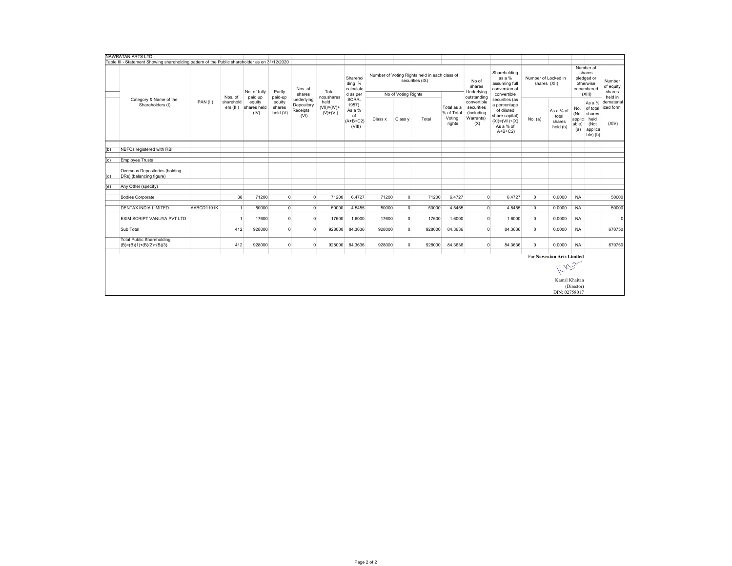NAWRATAN ARTS LTD

Table III - Statement Showing shareholding pattern of the Public shareholder as on 31/12/2020

| | Category & Name of the Shareholders (I) | PAN (II) | Nos. of shareholders (III) | No. of fully paid up equity shares held (IV) | Partly paid-up equity shares held (V) | Nos. of shares underlying Depository Receipts (VI) | Total nos.shares held (VII)=(IV)+(V)+(VI) | Shareholding % calculated as per SCRR. 1957) As a % of (A+B+C2) (VIII) | Number of Voting Rights held in each class of securities (IX) | | | | No of shares Underlying outstanding convertible securities (including Warrants) (X) | Shareholding as a % assuming full conversion of convertible securities (as a percentage of diluted share capital) (XI)=(VII)+(X) As a % of A+B+C2) | Number of Locked in shares (XII) | | Number of shares pledged or otherwise encumbered (XIII) | | Number of equity shares held in dematerialized form (XIV) |
|---|---|---|---|---|---|---|---|---|---|---|---|---|---|---|---|---|---|---|---|
| | | | | | | | | | No of Voting Rights | | | Total as a % of Total Voting rights | | | No. (a) | As a % of total shares held (b) | No. (Not applicable) (a) | As a % of total shares held (Not applicable) (b) | |
| | | | | | | | | | Class x | Class y | Total | | | | | | | | |
| (b) | NBFCs registered with RBI | | | | | | | | | | | | | | | | | | |
| (c) | Employee Trusts | | | | | | | | | | | | | | | | | | |
| (d) | Overseas Depositories (holding DRs) (balancing figure) | | | | | | | | | | | | | | | | | | |
| (e) | Any Other (specify) | | | | | | | | | | | | | | | | | | |
| | Bodies Corporate | | 38 | 71200 | 0 | 0 | 71200 | 6.4727 | 71200 | 0 | 71200 | 6.4727 | 0 | 6.4727 | 0 | 0.0000 | NA | | 50000 |
| | DENTAX INDIA LIMITED | AABCD1191K | 1 | 50000 | 0 | 0 | 50000 | 4.5455 | 50000 | 0 | 50000 | 4.5455 | 0 | 4.5455 | 0 | 0.0000 | NA | | 50000 |
| | EXIM SCRIPT VANIJYA PVT LTD | | 1 | 17600 | 0 | 0 | 17600 | 1.6000 | 17600 | 0 | 17600 | 1.6000 | 0 | 1.6000 | 0 | 0.0000 | NA | | 0 |
| | Sub Total | | 412 | 928000 | 0 | 0 | 928000 | 84.3636 | 928000 | 0 | 928000 | 84.3636 | 0 | 84.3636 | 0 | 0.0000 | NA | | 670750 |
| | Total Public Shareholding (B)=(B)(1)+(B)(2)+(B)(3) | | 412 | 928000 | 0 | 0 | 928000 | 84.3636 | 928000 | 0 | 928000 | 84.3636 | 0 | 84.3636 | 0 | 0.0000 | NA | | 670750 |

For **Nawratan Arts Limited**

Kamal Khaitan
(Director)
DIN: 02758017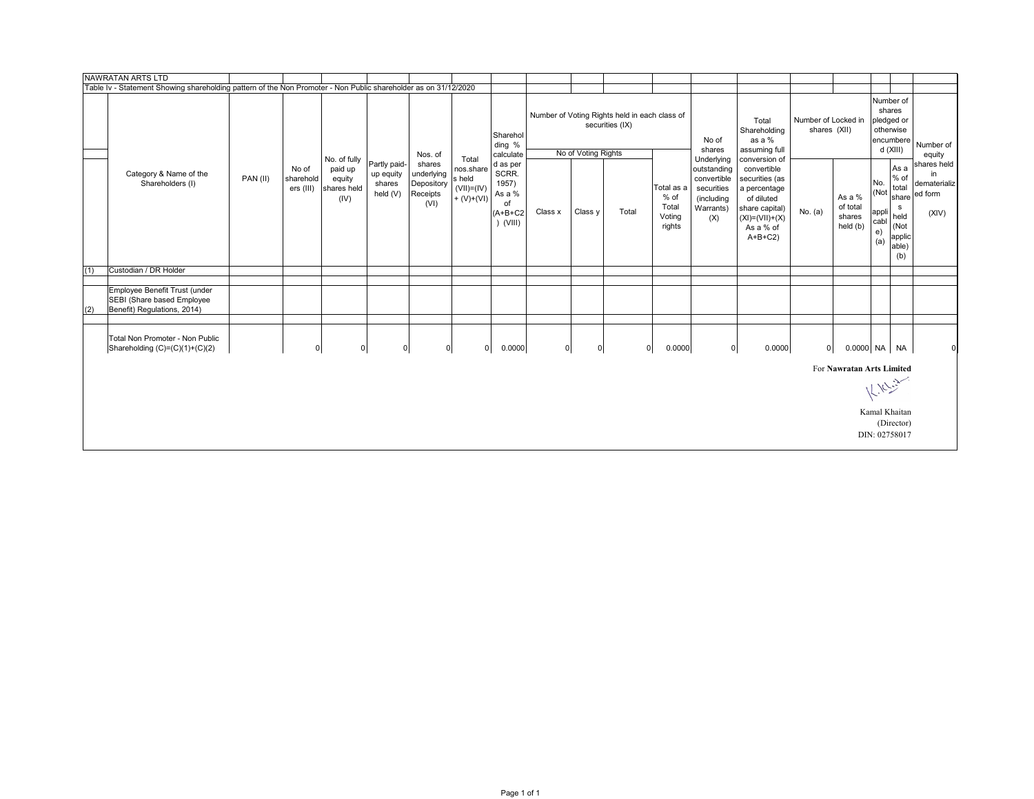NAWRATAN ARTS LTD

Table Iv - Statement Showing shareholding pattern of the Non Promoter - Non Public shareholder as on 31/12/2020

| | Category & Name of the Shareholders (I) | PAN (II) | No of shareholders (III) | No. of fully paid up equity shares held (IV) | Partly paid-up equity shares held (V) | Nos. of shares underlying Depository Receipts (VI) | Total nos.shares held (VII)=(IV) + (V)+(VI) | Shareholding % calculated as per SCRR. 1957) As a % of (A+B+C2) (VIII) | Number of Voting Rights held in each class of securities (IX) | | | | No of shares Underlying outstanding convertible securities (including Warrants) (X) | Total Shareholding as a % assuming full conversion of convertible securities (as a percentage of diluted share capital) (XI)=(VII)+(X) As a % of A+B+C2) | Number of Locked in shares (XII) | | Number of shares pledged or otherwise encumbered (XIII) | | Number of equity shares held in dematerialized form (XIV) |
|---|---|---|---|---|---|---|---|---|---|---|---|---|---|---|---|---|---|---|---|
| | | | | | | | | | No of Voting Rights | | | Total as a % of Total Voting rights | | | No. (a) | As a % of total shares held (b) | No. (Not applicable) (a) | As a % of total shares held (Not applicable) (b) | |
| | | | | | | | | | Class x | Class y | Total | | | | | | | | |
| (1) | Custodian / DR Holder | | | | | | | | | | | | | | | | | | |
| (2) | Employee Benefit Trust (under SEBI (Share based Employee Benefit) Regulations, 2014) | | | | | | | | | | | | | | | | | | |
| | Total Non Promoter - Non Public Shareholding (C)=(C)(1)+(C)(2) | | 0 | 0 | 0 | 0 | 0 | 0.0000 | 0 | 0 | 0 | 0.0000 | 0 | 0.0000 | 0 | 0.0000 | NA | NA | 0 |

For **Nawratan Arts Limited**

Kamal Khaitan
(Director)
DIN: 02758017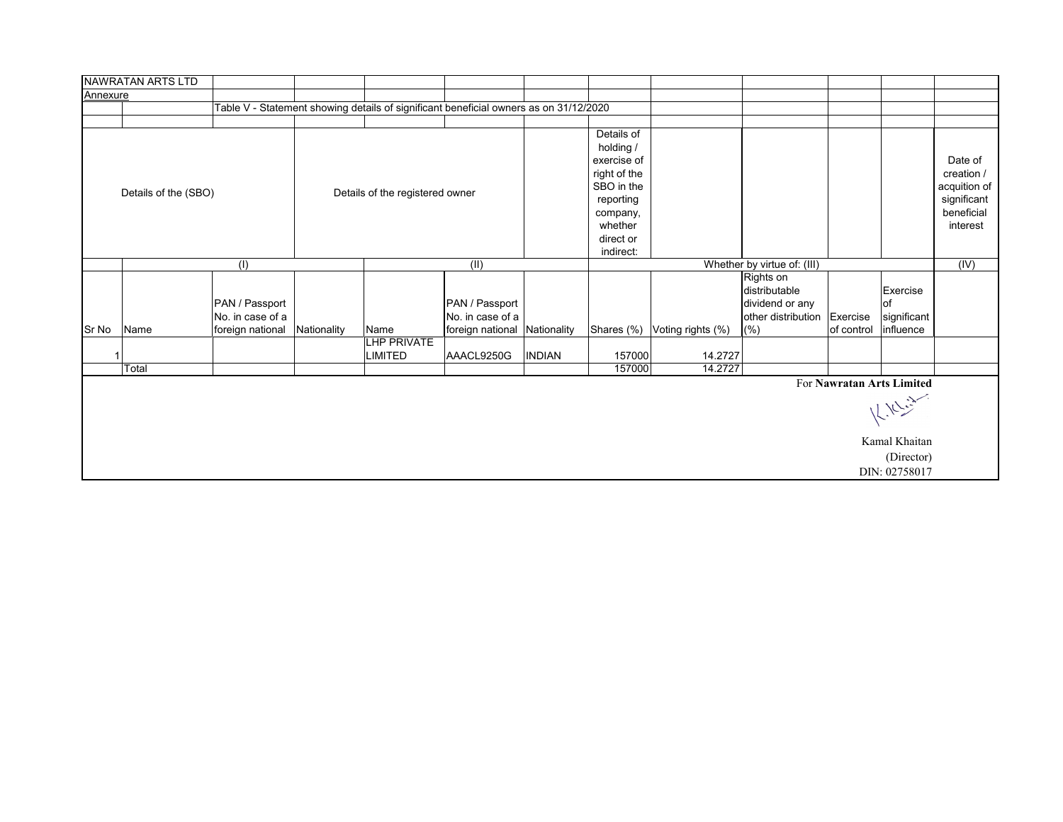NAWRATAN ARTS LTD

Annexure

Table V - Statement showing details of significant beneficial owners as on 31/12/2020

| Details of the (SBO) | | | | Details of the registered owner | | | Details of holding / exercise of right of the SBO in the reporting company, whether direct or indirect: | | | | | Date of creation / acquition of significant beneficial interest |
|---|---|---|---|---|---|---|---|---|---|---|---|---|
| | (I) | | | (II) | | | Whether by virtue of: (III) | | | | | (IV) |
| Sr No | Name | PAN / Passport No. in case of a foreign national | Nationality | Name | PAN / Passport No. in case of a foreign national | Nationality | Shares (%) | Voting rights (%) | Rights on distributable dividend or any other distribution (%) | Exercise of control | Exercise of significant influence | |
| 1 | | | | LHP PRIVATE LIMITED | AAACL9250G | INDIAN | 157000 | 14.2727 | | | | |
| | Total | | | | | | 157000 | 14.2727 | | | | |

For **Nawratan Arts Limited**

Kamal Khaitan
(Director)
DIN: 02758017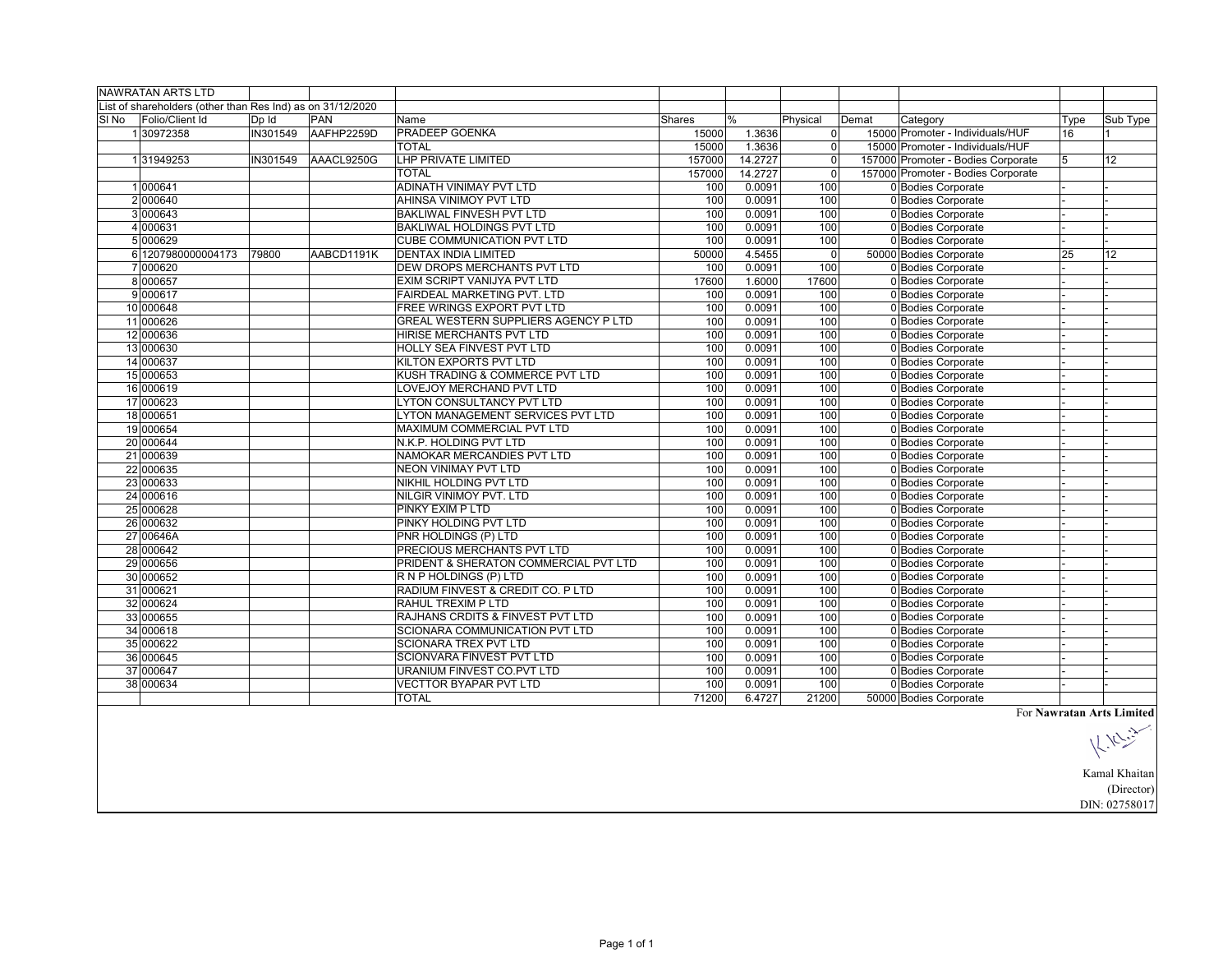NAWRATAN ARTS LTD

List of shareholders (other than Res Ind) as on 31/12/2020

| Sl No | Folio/Client Id | Dp Id | PAN | Name | Shares | % | Physical | Demat | Category | Type | Sub Type |
|---|---|---|---|---|---|---|---|---|---|---|---|
| 1 | 30972358 | IN301549 | AAFHP2259D | PRADEEP GOENKA | 15000 | 1.3636 | 0 | 15000 | Promoter - Individuals/HUF | 16 | 1 |
| | | | | TOTAL | 15000 | 1.3636 | 0 | 15000 | Promoter - Individuals/HUF | | |
| 1 | 31949253 | IN301549 | AAACL9250G | LHP PRIVATE LIMITED | 157000 | 14.2727 | 0 | 157000 | Promoter - Bodies Corporate | 5 | 12 |
| | | | | TOTAL | 157000 | 14.2727 | 0 | 157000 | Promoter - Bodies Corporate | | |
| 1 | 000641 | | | ADINATH VINIMAY PVT LTD | 100 | 0.0091 | 100 | 0 | Bodies Corporate | - | - |
| 2 | 000640 | | | AHINSA VINIMOY PVT LTD | 100 | 0.0091 | 100 | 0 | Bodies Corporate | - | - |
| 3 | 000643 | | | BAKLIWAL FINVESH PVT LTD | 100 | 0.0091 | 100 | 0 | Bodies Corporate | - | - |
| 4 | 000631 | | | BAKLIWAL HOLDINGS PVT LTD | 100 | 0.0091 | 100 | 0 | Bodies Corporate | - | - |
| 5 | 000629 | | | CUBE COMMUNICATION PVT LTD | 100 | 0.0091 | 100 | 0 | Bodies Corporate | - | - |
| 6 | 1207980000004173 | 79800 | AABCD1191K | DENTAX INDIA LIMITED | 50000 | 4.5455 | 0 | 50000 | Bodies Corporate | 25 | 12 |
| 7 | 000620 | | | DEW DROPS MERCHANTS PVT LTD | 100 | 0.0091 | 100 | 0 | Bodies Corporate | - | - |
| 8 | 000657 | | | EXIM SCRIPT VANIJYA PVT LTD | 17600 | 1.6000 | 17600 | 0 | Bodies Corporate | - | - |
| 9 | 000617 | | | FAIRDEAL MARKETING PVT. LTD | 100 | 0.0091 | 100 | 0 | Bodies Corporate | - | - |
| 10 | 000648 | | | FREE WRINGS EXPORT PVT LTD | 100 | 0.0091 | 100 | 0 | Bodies Corporate | - | - |
| 11 | 000626 | | | GREAL WESTERN SUPPLIERS AGENCY P LTD | 100 | 0.0091 | 100 | 0 | Bodies Corporate | - | - |
| 12 | 000636 | | | HIRISE MERCHANTS PVT LTD | 100 | 0.0091 | 100 | 0 | Bodies Corporate | - | - |
| 13 | 000630 | | | HOLLY SEA FINVEST PVT LTD | 100 | 0.0091 | 100 | 0 | Bodies Corporate | - | - |
| 14 | 000637 | | | KILTON EXPORTS PVT LTD | 100 | 0.0091 | 100 | 0 | Bodies Corporate | - | - |
| 15 | 000653 | | | KUSH TRADING & COMMERCE PVT LTD | 100 | 0.0091 | 100 | 0 | Bodies Corporate | - | - |
| 16 | 000619 | | | LOVEJOY MERCHAND PVT LTD | 100 | 0.0091 | 100 | 0 | Bodies Corporate | - | - |
| 17 | 000623 | | | LYTON CONSULTANCY PVT LTD | 100 | 0.0091 | 100 | 0 | Bodies Corporate | - | - |
| 18 | 000651 | | | LYTON MANAGEMENT SERVICES PVT LTD | 100 | 0.0091 | 100 | 0 | Bodies Corporate | - | - |
| 19 | 000654 | | | MAXIMUM COMMERCIAL PVT LTD | 100 | 0.0091 | 100 | 0 | Bodies Corporate | - | - |
| 20 | 000644 | | | N.K.P. HOLDING PVT LTD | 100 | 0.0091 | 100 | 0 | Bodies Corporate | - | - |
| 21 | 000639 | | | NAMOKAR MERCANDIES PVT LTD | 100 | 0.0091 | 100 | 0 | Bodies Corporate | - | - |
| 22 | 000635 | | | NEON VINIMAY PVT LTD | 100 | 0.0091 | 100 | 0 | Bodies Corporate | - | - |
| 23 | 000633 | | | NIKHIL HOLDING PVT LTD | 100 | 0.0091 | 100 | 0 | Bodies Corporate | - | - |
| 24 | 000616 | | | NILGIR VINIMOY PVT. LTD | 100 | 0.0091 | 100 | 0 | Bodies Corporate | - | - |
| 25 | 000628 | | | PINKY EXIM P LTD | 100 | 0.0091 | 100 | 0 | Bodies Corporate | - | - |
| 26 | 000632 | | | PINKY HOLDING PVT LTD | 100 | 0.0091 | 100 | 0 | Bodies Corporate | - | - |
| 27 | 00646A | | | PNR HOLDINGS (P) LTD | 100 | 0.0091 | 100 | 0 | Bodies Corporate | - | - |
| 28 | 000642 | | | PRECIOUS MERCHANTS PVT LTD | 100 | 0.0091 | 100 | 0 | Bodies Corporate | - | - |
| 29 | 000656 | | | PRIDENT & SHERATON COMMERCIAL PVT LTD | 100 | 0.0091 | 100 | 0 | Bodies Corporate | - | - |
| 30 | 000652 | | | R N P HOLDINGS (P) LTD | 100 | 0.0091 | 100 | 0 | Bodies Corporate | - | - |
| 31 | 000621 | | | RADIUM FINVEST & CREDIT CO. P LTD | 100 | 0.0091 | 100 | 0 | Bodies Corporate | - | - |
| 32 | 000624 | | | RAHUL TREXIM P LTD | 100 | 0.0091 | 100 | 0 | Bodies Corporate | - | - |
| 33 | 000655 | | | RAJHANS CRDITS & FINVEST PVT LTD | 100 | 0.0091 | 100 | 0 | Bodies Corporate | - | - |
| 34 | 000618 | | | SCIONARA COMMUNICATION PVT LTD | 100 | 0.0091 | 100 | 0 | Bodies Corporate | - | - |
| 35 | 000622 | | | SCIONARA TREX PVT LTD | 100 | 0.0091 | 100 | 0 | Bodies Corporate | - | - |
| 36 | 000645 | | | SCIONVARA FINVEST PVT LTD | 100 | 0.0091 | 100 | 0 | Bodies Corporate | - | - |
| 37 | 000647 | | | URANIUM FINVEST CO.PVT LTD | 100 | 0.0091 | 100 | 0 | Bodies Corporate | - | - |
| 38 | 000634 | | | VECTTOR BYAPAR PVT LTD | 100 | 0.0091 | 100 | 0 | Bodies Corporate | - | - |
| | | | | TOTAL | 71200 | 6.4727 | 21200 | 50000 | Bodies Corporate | | |

For **Nawratan Arts Limited**

Kamal Khaitan
(Director)
DIN: 02758017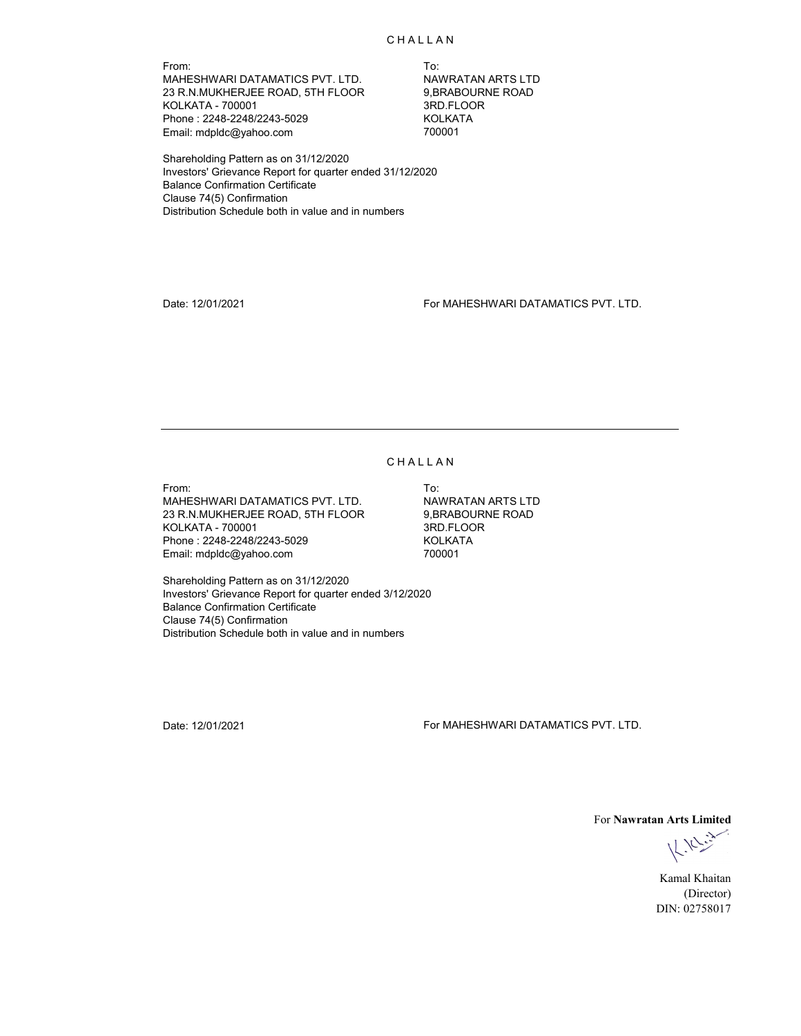# CHALLAN

From:
MAHESHWARI DATAMATICS PVT. LTD.
23 R.N.MUKHERJEE ROAD, 5TH FLOOR
KOLKATA - 700001
Phone : 2248-2248/2243-5029
Email: mdpldc@yahoo.com

To:
NAWRATAN ARTS LTD
9,BRABOURNE ROAD
3RD.FLOOR
KOLKATA
700001

Shareholding Pattern as on 31/12/2020
Investors' Grievance Report for quarter ended 31/12/2020
Balance Confirmation Certificate
Clause 74(5) Confirmation
Distribution Schedule both in value and in numbers

Date: 12/01/2021

For MAHESHWARI DATAMATICS PVT. LTD.

---

# CHALLAN

From:
MAHESHWARI DATAMATICS PVT. LTD.
23 R.N.MUKHERJEE ROAD, 5TH FLOOR
KOLKATA - 700001
Phone : 2248-2248/2243-5029
Email: mdpldc@yahoo.com

To:
NAWRATAN ARTS LTD
9,BRABOURNE ROAD
3RD.FLOOR
KOLKATA
700001

Shareholding Pattern as on 31/12/2020
Investors' Grievance Report for quarter ended 3/12/2020
Balance Confirmation Certificate
Clause 74(5) Confirmation
Distribution Schedule both in value and in numbers

Date: 12/01/2021

For MAHESHWARI DATAMATICS PVT. LTD.

For **Nawratan Arts Limited**

Kamal Khaitan
(Director)
DIN: 02758017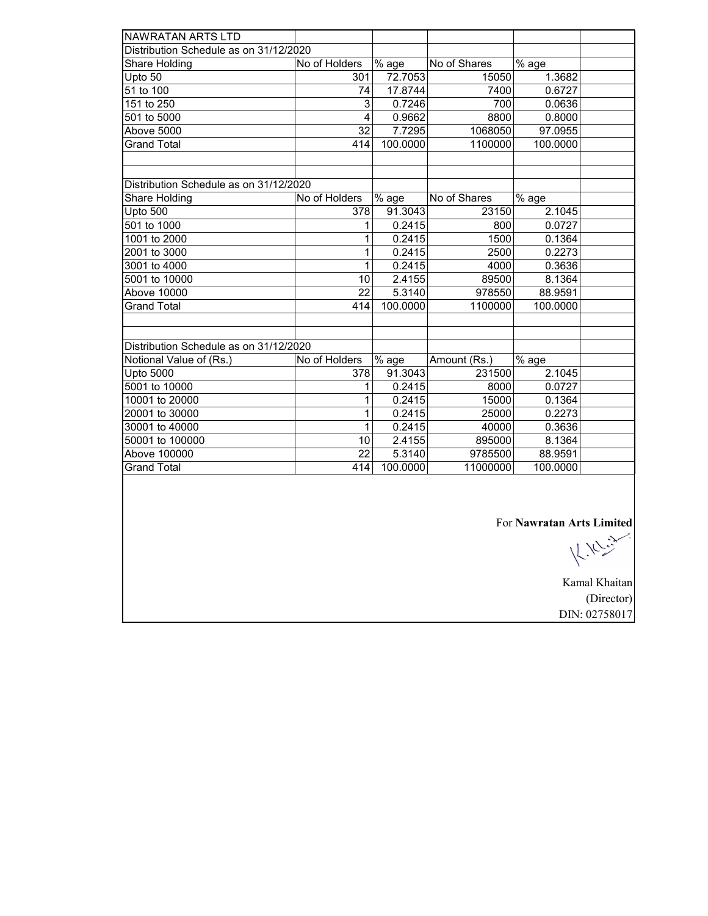NAWRATAN ARTS LTD

Distribution Schedule as on 31/12/2020

| Share Holding | No of Holders | % age | No of Shares | % age |
|---|---|---|---|---|
| Upto 50 | 301 | 72.7053 | 15050 | 1.3682 |
| 51 to 100 | 74 | 17.8744 | 7400 | 0.6727 |
| 151 to 250 | 3 | 0.7246 | 700 | 0.0636 |
| 501 to 5000 | 4 | 0.9662 | 8800 | 0.8000 |
| Above 5000 | 32 | 7.7295 | 1068050 | 97.0955 |
| Grand Total | 414 | 100.0000 | 1100000 | 100.0000 |

Distribution Schedule as on 31/12/2020

| Share Holding | No of Holders | % age | No of Shares | % age |
|---|---|---|---|---|
| Upto 500 | 378 | 91.3043 | 23150 | 2.1045 |
| 501 to 1000 | 1 | 0.2415 | 800 | 0.0727 |
| 1001 to 2000 | 1 | 0.2415 | 1500 | 0.1364 |
| 2001 to 3000 | 1 | 0.2415 | 2500 | 0.2273 |
| 3001 to 4000 | 1 | 0.2415 | 4000 | 0.3636 |
| 5001 to 10000 | 10 | 2.4155 | 89500 | 8.1364 |
| Above 10000 | 22 | 5.3140 | 978550 | 88.9591 |
| Grand Total | 414 | 100.0000 | 1100000 | 100.0000 |

Distribution Schedule as on 31/12/2020

| Notional Value of (Rs.) | No of Holders | % age | Amount (Rs.) | % age |
|---|---|---|---|---|
| Upto 5000 | 378 | 91.3043 | 231500 | 2.1045 |
| 5001 to 10000 | 1 | 0.2415 | 8000 | 0.0727 |
| 10001 to 20000 | 1 | 0.2415 | 15000 | 0.1364 |
| 20001 to 30000 | 1 | 0.2415 | 25000 | 0.2273 |
| 30001 to 40000 | 1 | 0.2415 | 40000 | 0.3636 |
| 50001 to 100000 | 10 | 2.4155 | 895000 | 8.1364 |
| Above 100000 | 22 | 5.3140 | 9785500 | 88.9591 |
| Grand Total | 414 | 100.0000 | 11000000 | 100.0000 |

For **Nawratan Arts Limited**

Kamal Khaitan
(Director)
DIN: 02758017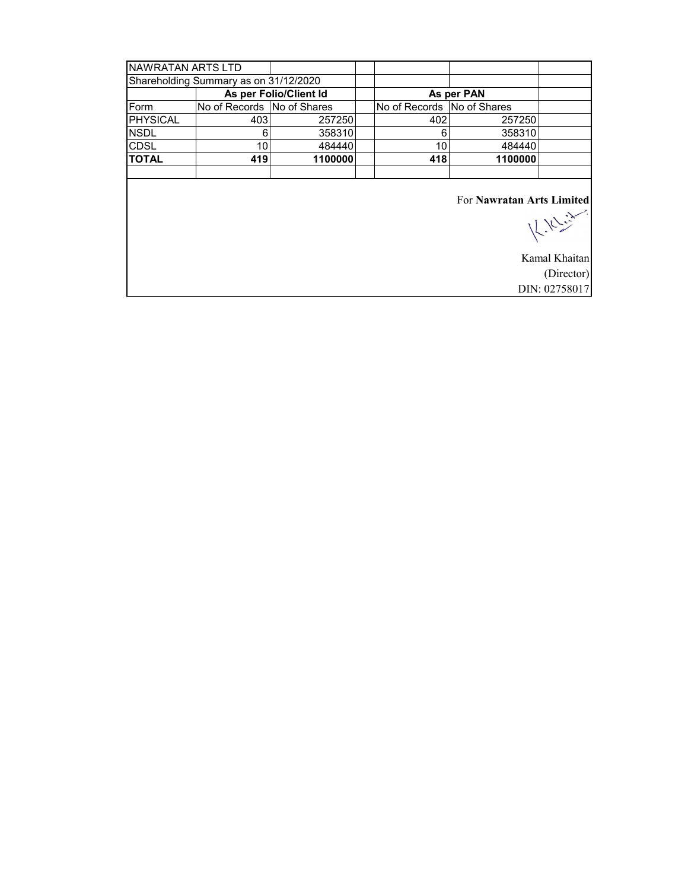NAWRATAN ARTS LTD

Shareholding Summary as on 31/12/2020

| | As per Folio/Client Id | | | As per PAN | |
|---|---|---|---|---|---|
| Form | No of Records | No of Shares | | No of Records | No of Shares |
| PHYSICAL | 403 | 257250 | | 402 | 257250 |
| NSDL | 6 | 358310 | | 6 | 358310 |
| CDSL | 10 | 484440 | | 10 | 484440 |
| **TOTAL** | **419** | **1100000** | | **418** | **1100000** |

For **Nawratan Arts Limited**

Kamal Khaitan
(Director)
DIN: 02758017